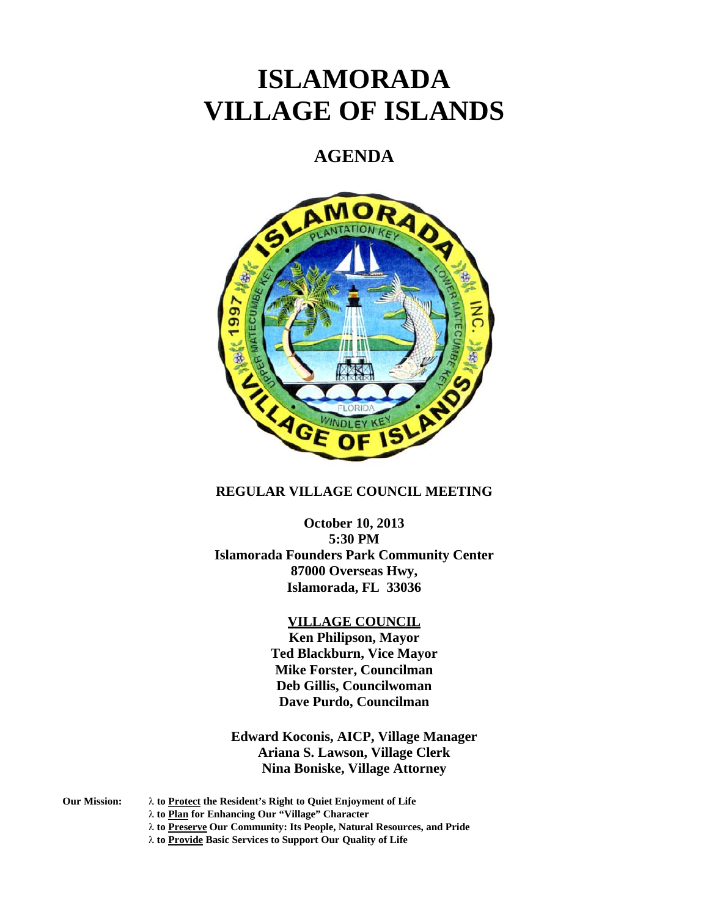# ISLAMORADA VILLAGE OF ISLANDS

## AGENDA

**REGULAR VILLAGE COUNCIL MEETING**

**October 10, 2013**
**5:30 PM**
**Islamorada Founders Park Community Center**
**87000 Overseas Hwy,**
**Islamorada, FL 33036**

**VILLAGE COUNCIL**

**Ken Philipson, Mayor**
**Ted Blackburn, Vice Mayor**
**Mike Forster, Councilman**
**Deb Gillis, Councilwoman**
**Dave Purdo, Councilman**

**Edward Koconis, AICP, Village Manager**
**Ariana S. Lawson, Village Clerk**
**Nina Boniske, Village Attorney**

**Our Mission:**
- **to Protect the Resident's Right to Quiet Enjoyment of Life**
- **to Plan for Enhancing Our "Village" Character**
- **to Preserve Our Community: Its People, Natural Resources, and Pride**
- **to Provide Basic Services to Support Our Quality of Life**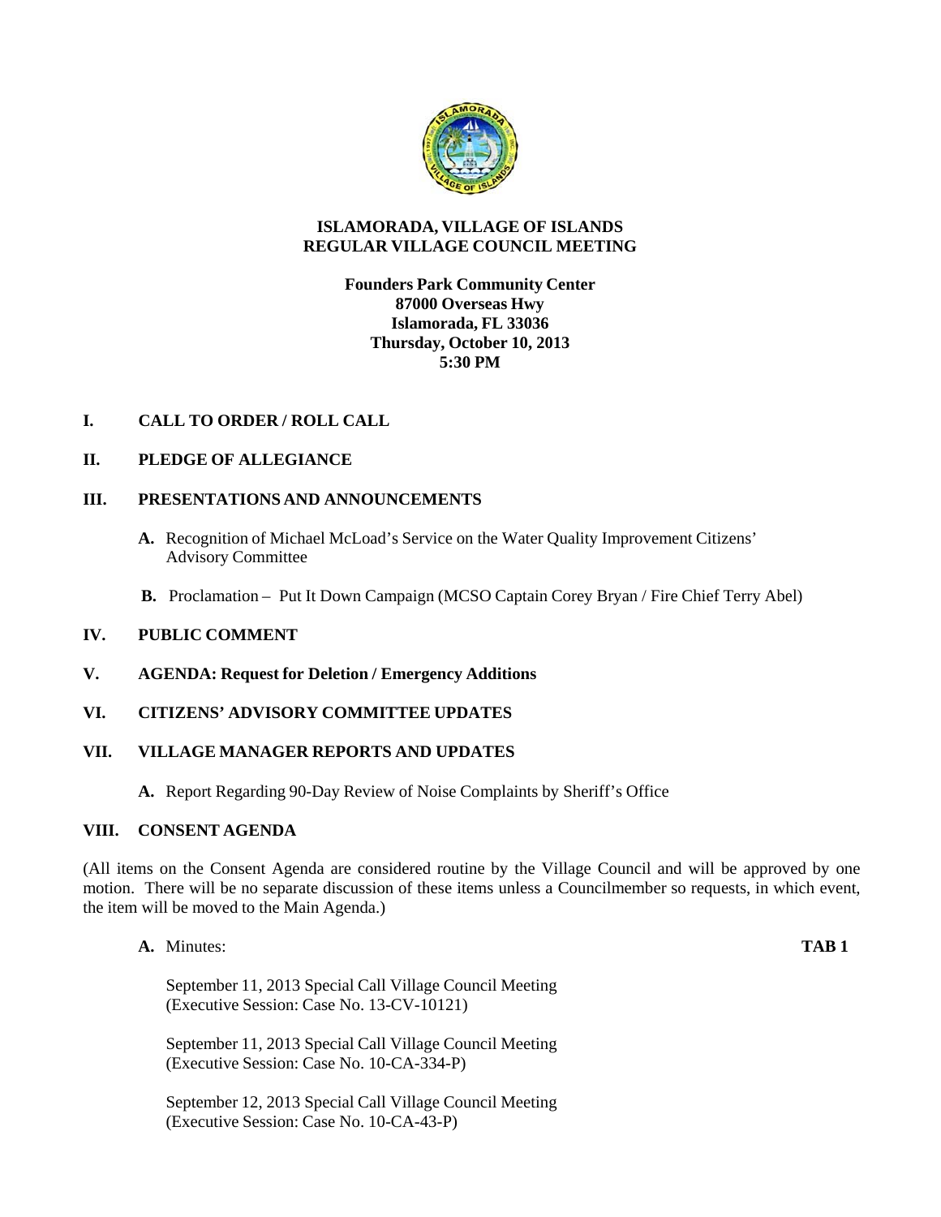# ISLAMORADA, VILLAGE OF ISLANDS
## REGULAR VILLAGE COUNCIL MEETING

**Founders Park Community Center**
**87000 Overseas Hwy**
**Islamorada, FL 33036**
**Thursday, October 10, 2013**
**5:30 PM**

**I. CALL TO ORDER / ROLL CALL**

**II. PLEDGE OF ALLEGIANCE**

**III. PRESENTATIONS AND ANNOUNCEMENTS**

**A.** Recognition of Michael McLoad's Service on the Water Quality Improvement Citizens' Advisory Committee

**B.** Proclamation – Put It Down Campaign (MCSO Captain Corey Bryan / Fire Chief Terry Abel)

**IV. PUBLIC COMMENT**

**V. AGENDA: Request for Deletion / Emergency Additions**

**VI. CITIZENS' ADVISORY COMMITTEE UPDATES**

**VII. VILLAGE MANAGER REPORTS AND UPDATES**

**A.** Report Regarding 90-Day Review of Noise Complaints by Sheriff's Office

**VIII. CONSENT AGENDA**

(All items on the Consent Agenda are considered routine by the Village Council and will be approved by one motion. There will be no separate discussion of these items unless a Councilmember so requests, in which event, the item will be moved to the Main Agenda.)

**A.** Minutes: **TAB 1**

September 11, 2013 Special Call Village Council Meeting
(Executive Session: Case No. 13-CV-10121)

September 11, 2013 Special Call Village Council Meeting
(Executive Session: Case No. 10-CA-334-P)

September 12, 2013 Special Call Village Council Meeting
(Executive Session: Case No. 10-CA-43-P)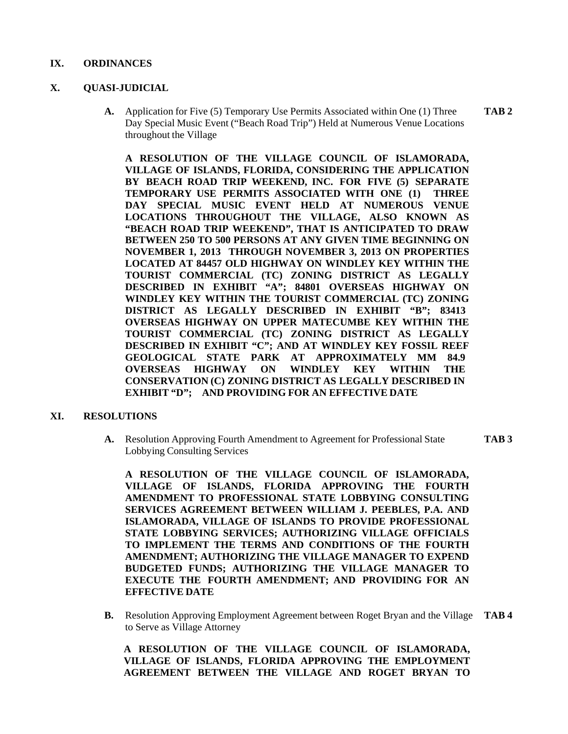## IX. ORDINANCES

## X. QUASI-JUDICIAL

**A.** Application for Five (5) Temporary Use Permits Associated within One (1) Three Day Special Music Event ("Beach Road Trip") Held at Numerous Venue Locations throughout the Village **TAB 2**

**A RESOLUTION OF THE VILLAGE COUNCIL OF ISLAMORADA, VILLAGE OF ISLANDS, FLORIDA, CONSIDERING THE APPLICATION BY BEACH ROAD TRIP WEEKEND, INC. FOR FIVE (5) SEPARATE TEMPORARY USE PERMITS ASSOCIATED WITH ONE (1) THREE DAY SPECIAL MUSIC EVENT HELD AT NUMEROUS VENUE LOCATIONS THROUGHOUT THE VILLAGE, ALSO KNOWN AS "BEACH ROAD TRIP WEEKEND", THAT IS ANTICIPATED TO DRAW BETWEEN 250 TO 500 PERSONS AT ANY GIVEN TIME BEGINNING ON NOVEMBER 1, 2013 THROUGH NOVEMBER 3, 2013 ON PROPERTIES LOCATED AT 84457 OLD HIGHWAY ON WINDLEY KEY WITHIN THE TOURIST COMMERCIAL (TC) ZONING DISTRICT AS LEGALLY DESCRIBED IN EXHIBIT "A"; 84801 OVERSEAS HIGHWAY ON WINDLEY KEY WITHIN THE TOURIST COMMERCIAL (TC) ZONING DISTRICT AS LEGALLY DESCRIBED IN EXHIBIT "B"; 83413 OVERSEAS HIGHWAY ON UPPER MATECUMBE KEY WITHIN THE TOURIST COMMERCIAL (TC) ZONING DISTRICT AS LEGALLY DESCRIBED IN EXHIBIT "C"; AND AT WINDLEY KEY FOSSIL REEF GEOLOGICAL STATE PARK AT APPROXIMATELY MM 84.9 OVERSEAS HIGHWAY ON WINDLEY KEY WITHIN THE CONSERVATION (C) ZONING DISTRICT AS LEGALLY DESCRIBED IN EXHIBIT "D"; AND PROVIDING FOR AN EFFECTIVE DATE**

## XI. RESOLUTIONS

**A.** Resolution Approving Fourth Amendment to Agreement for Professional State Lobbying Consulting Services **TAB 3**

**A RESOLUTION OF THE VILLAGE COUNCIL OF ISLAMORADA, VILLAGE OF ISLANDS, FLORIDA APPROVING THE FOURTH AMENDMENT TO PROFESSIONAL STATE LOBBYING CONSULTING SERVICES AGREEMENT BETWEEN WILLIAM J. PEEBLES, P.A. AND ISLAMORADA, VILLAGE OF ISLANDS TO PROVIDE PROFESSIONAL STATE LOBBYING SERVICES; AUTHORIZING VILLAGE OFFICIALS TO IMPLEMENT THE TERMS AND CONDITIONS OF THE FOURTH AMENDMENT; AUTHORIZING THE VILLAGE MANAGER TO EXPEND BUDGETED FUNDS; AUTHORIZING THE VILLAGE MANAGER TO EXECUTE THE FOURTH AMENDMENT; AND PROVIDING FOR AN EFFECTIVE DATE**

**B.** Resolution Approving Employment Agreement between Roget Bryan and the Village to Serve as Village Attorney **TAB 4**

**A RESOLUTION OF THE VILLAGE COUNCIL OF ISLAMORADA, VILLAGE OF ISLANDS, FLORIDA APPROVING THE EMPLOYMENT AGREEMENT BETWEEN THE VILLAGE AND ROGET BRYAN TO**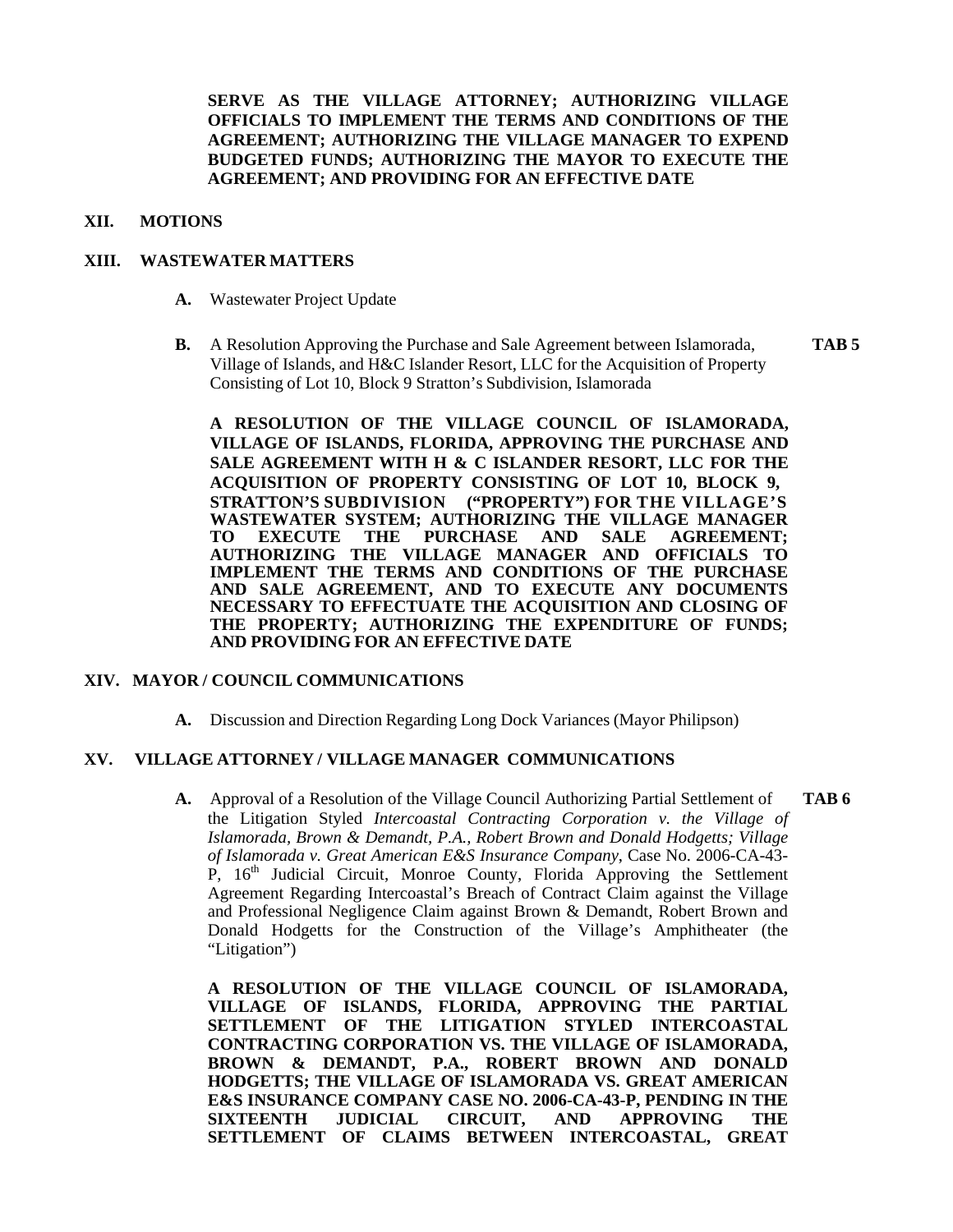**SERVE AS THE VILLAGE ATTORNEY; AUTHORIZING VILLAGE OFFICIALS TO IMPLEMENT THE TERMS AND CONDITIONS OF THE AGREEMENT; AUTHORIZING THE VILLAGE MANAGER TO EXPEND BUDGETED FUNDS; AUTHORIZING THE MAYOR TO EXECUTE THE AGREEMENT; AND PROVIDING FOR AN EFFECTIVE DATE**

**XII. MOTIONS**

**XIII. WASTEWATER MATTERS**

**A.** Wastewater Project Update

**B.** A Resolution Approving the Purchase and Sale Agreement between Islamorada, Village of Islands, and H&C Islander Resort, LLC for the Acquisition of Property Consisting of Lot 10, Block 9 Stratton's Subdivision, Islamorada **TAB 5**

**A RESOLUTION OF THE VILLAGE COUNCIL OF ISLAMORADA, VILLAGE OF ISLANDS, FLORIDA, APPROVING THE PURCHASE AND SALE AGREEMENT WITH H & C ISLANDER RESORT, LLC FOR THE ACQUISITION OF PROPERTY CONSISTING OF LOT 10, BLOCK 9, STRATTON'S SUBDIVISION ("PROPERTY") FOR THE VILLAGE'S WASTEWATER SYSTEM; AUTHORIZING THE VILLAGE MANAGER TO EXECUTE THE PURCHASE AND SALE AGREEMENT; AUTHORIZING THE VILLAGE MANAGER AND OFFICIALS TO IMPLEMENT THE TERMS AND CONDITIONS OF THE PURCHASE AND SALE AGREEMENT, AND TO EXECUTE ANY DOCUMENTS NECESSARY TO EFFECTUATE THE ACQUISITION AND CLOSING OF THE PROPERTY; AUTHORIZING THE EXPENDITURE OF FUNDS; AND PROVIDING FOR AN EFFECTIVE DATE**

**XIV. MAYOR / COUNCIL COMMUNICATIONS**

**A.** Discussion and Direction Regarding Long Dock Variances (Mayor Philipson)

**XV. VILLAGE ATTORNEY / VILLAGE MANAGER COMMUNICATIONS**

**A.** Approval of a Resolution of the Village Council Authorizing Partial Settlement of the Litigation Styled *Intercoastal Contracting Corporation v. the Village of Islamorada, Brown & Demandt, P.A., Robert Brown and Donald Hodgetts; Village of Islamorada v. Great American E&S Insurance Company*, Case No. 2006-CA-43-P, 16th Judicial Circuit, Monroe County, Florida Approving the Settlement Agreement Regarding Intercoastal's Breach of Contract Claim against the Village and Professional Negligence Claim against Brown & Demandt, Robert Brown and Donald Hodgetts for the Construction of the Village's Amphitheater (the "Litigation") **TAB 6**

**A RESOLUTION OF THE VILLAGE COUNCIL OF ISLAMORADA, VILLAGE OF ISLANDS, FLORIDA, APPROVING THE PARTIAL SETTLEMENT OF THE LITIGATION STYLED INTERCOASTAL CONTRACTING CORPORATION VS. THE VILLAGE OF ISLAMORADA, BROWN & DEMANDT, P.A., ROBERT BROWN AND DONALD HODGETTS; THE VILLAGE OF ISLAMORADA VS. GREAT AMERICAN E&S INSURANCE COMPANY CASE NO. 2006-CA-43-P, PENDING IN THE SIXTEENTH JUDICIAL CIRCUIT, AND APPROVING THE SETTLEMENT OF CLAIMS BETWEEN INTERCOASTAL, GREAT**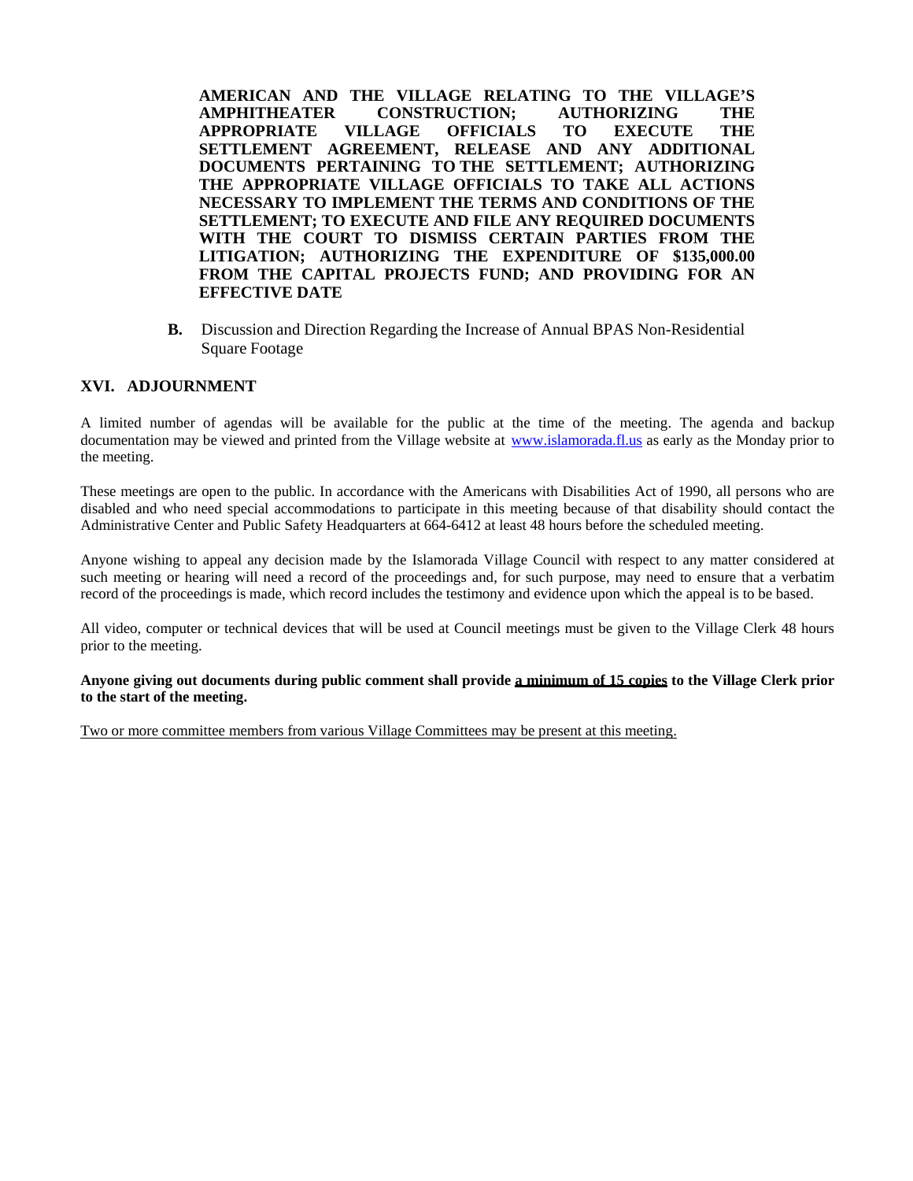**AMERICAN AND THE VILLAGE RELATING TO THE VILLAGE'S AMPHITHEATER CONSTRUCTION; AUTHORIZING THE APPROPRIATE VILLAGE OFFICIALS TO EXECUTE THE SETTLEMENT AGREEMENT, RELEASE AND ANY ADDITIONAL DOCUMENTS PERTAINING TO THE SETTLEMENT; AUTHORIZING THE APPROPRIATE VILLAGE OFFICIALS TO TAKE ALL ACTIONS NECESSARY TO IMPLEMENT THE TERMS AND CONDITIONS OF THE SETTLEMENT; TO EXECUTE AND FILE ANY REQUIRED DOCUMENTS WITH THE COURT TO DISMISS CERTAIN PARTIES FROM THE LITIGATION; AUTHORIZING THE EXPENDITURE OF $135,000.00 FROM THE CAPITAL PROJECTS FUND; AND PROVIDING FOR AN EFFECTIVE DATE**

**B.** Discussion and Direction Regarding the Increase of Annual BPAS Non-Residential Square Footage

## XVI. ADJOURNMENT

A limited number of agendas will be available for the public at the time of the meeting. The agenda and backup documentation may be viewed and printed from the Village website at www.islamorada.fl.us as early as the Monday prior to the meeting.

These meetings are open to the public. In accordance with the Americans with Disabilities Act of 1990, all persons who are disabled and who need special accommodations to participate in this meeting because of that disability should contact the Administrative Center and Public Safety Headquarters at 664-6412 at least 48 hours before the scheduled meeting.

Anyone wishing to appeal any decision made by the Islamorada Village Council with respect to any matter considered at such meeting or hearing will need a record of the proceedings and, for such purpose, may need to ensure that a verbatim record of the proceedings is made, which record includes the testimony and evidence upon which the appeal is to be based.

All video, computer or technical devices that will be used at Council meetings must be given to the Village Clerk 48 hours prior to the meeting.

**Anyone giving out documents during public comment shall provide a minimum of 15 copies to the Village Clerk prior to the start of the meeting.**

Two or more committee members from various Village Committees may be present at this meeting.